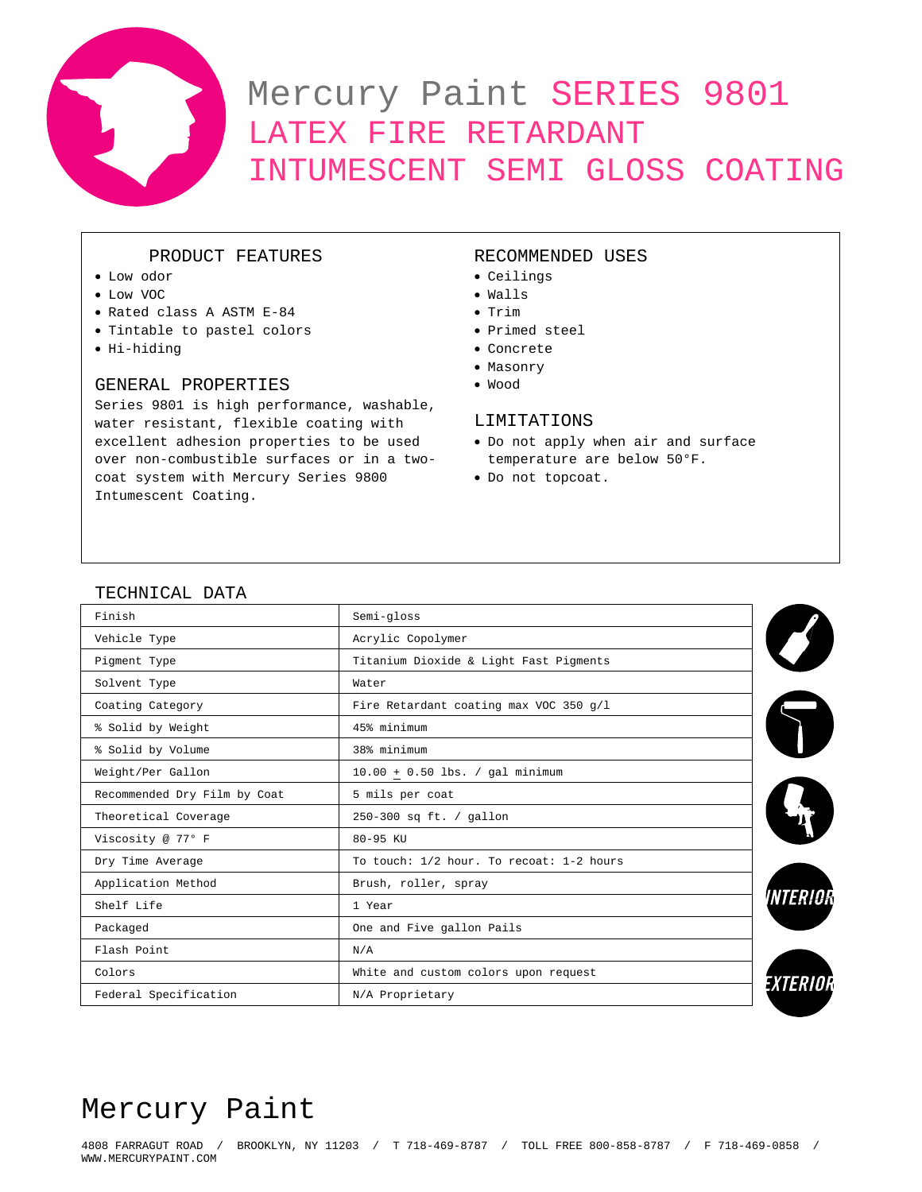# Mercury Paint SERIES 9801
# LATEX FIRE RETARDANT INTUMESCENT SEMI GLOSS COATING

## PRODUCT FEATURES

- Low odor
- Low VOC
- Rated class A ASTM E-84
- Tintable to pastel colors
- Hi-hiding

## GENERAL PROPERTIES

Series 9801 is high performance, washable, water resistant, flexible coating with excellent adhesion properties to be used over non-combustible surfaces or in a two-coat system with Mercury Series 9800 Intumescent Coating.

## RECOMMENDED USES

- Ceilings
- Walls
- Trim
- Primed steel
- Concrete
- Masonry
- Wood

## LIMITATIONS

- Do not apply when air and surface temperature are below 50°F.
- Do not topcoat.

## TECHNICAL DATA

| | |
|---|---|
| Finish | Semi-gloss |
| Vehicle Type | Acrylic Copolymer |
| Pigment Type | Titanium Dioxide & Light Fast Pigments |
| Solvent Type | Water |
| Coating Category | Fire Retardant coating max VOC 350 g/l |
| % Solid by Weight | 45% minimum |
| % Solid by Volume | 38% minimum |
| Weight/Per Gallon | 10.00 ± 0.50 lbs. / gal minimum |
| Recommended Dry Film by Coat | 5 mils per coat |
| Theoretical Coverage | 250-300 sq ft. / gallon |
| Viscosity @ 77° F | 80-95 KU |
| Dry Time Average | To touch: 1/2 hour. To recoat: 1-2 hours |
| Application Method | Brush, roller, spray |
| Shelf Life | 1 Year |
| Packaged | One and Five gallon Pails |
| Flash Point | N/A |
| Colors | White and custom colors upon request |
| Federal Specification | N/A Proprietary |

INTERIOR

EXTERIOR

# Mercury Paint

4808 FARRAGUT ROAD / BROOKLYN, NY 11203 / T 718-469-8787 / TOLL FREE 800-858-8787 / F 718-469-0858 / WWW.MERCURYPAINT.COM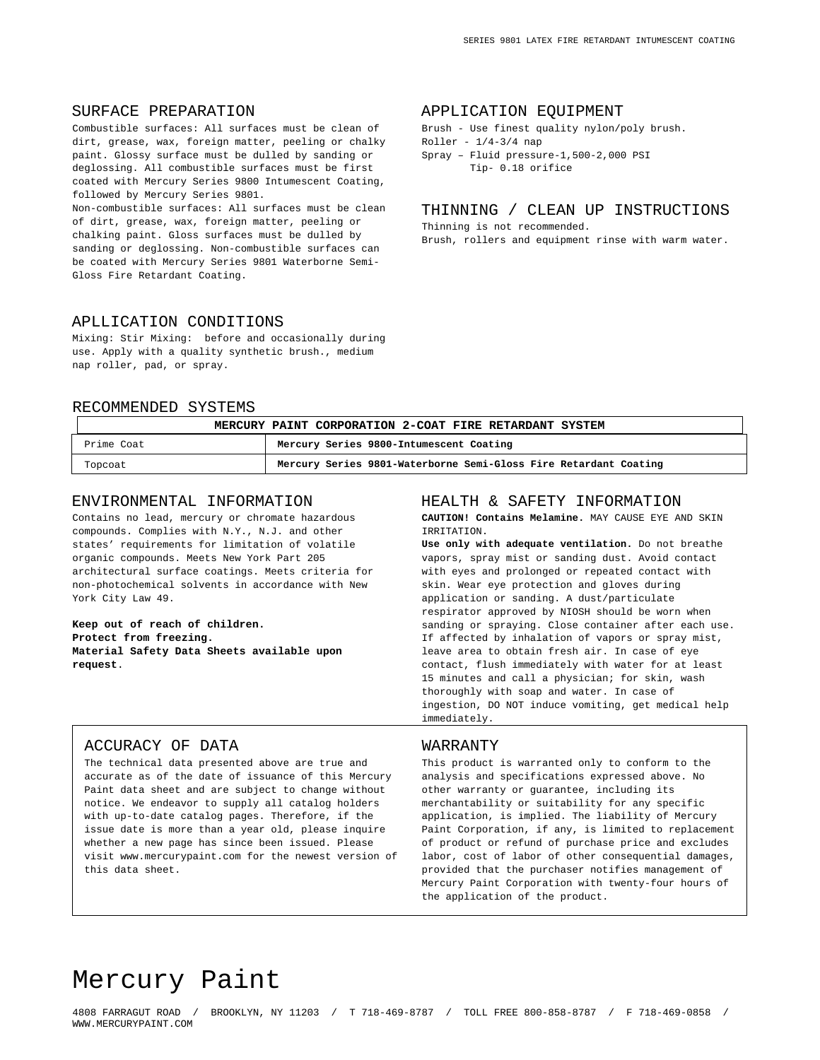## SURFACE PREPARATION

Combustible surfaces: All surfaces must be clean of dirt, grease, wax, foreign matter, peeling or chalky paint. Glossy surface must be dulled by sanding or deglossing. All combustible surfaces must be first coated with Mercury Series 9800 Intumescent Coating, followed by Mercury Series 9801.

Non-combustible surfaces: All surfaces must be clean of dirt, grease, wax, foreign matter, peeling or chalking paint. Gloss surfaces must be dulled by sanding or deglossing. Non-combustible surfaces can be coated with Mercury Series 9801 Waterborne Semi-Gloss Fire Retardant Coating.

## APLLICATION CONDITIONS

Mixing: Stir Mixing:  before and occasionally during use. Apply with a quality synthetic brush., medium nap roller, pad, or spray.

## APPLICATION EQUIPMENT

Brush - Use finest quality nylon/poly brush.
Roller - 1/4-3/4 nap
Spray – Fluid pressure-1,500-2,000 PSI
Tip- 0.18 orifice

## THINNING / CLEAN UP INSTRUCTIONS

Thinning is not recommended.
Brush, rollers and equipment rinse with warm water.

## RECOMMENDED SYSTEMS

| MERCURY PAINT CORPORATION 2-COAT FIRE RETARDANT SYSTEM | |
|---|---|
| Prime Coat | **Mercury Series 9800-Intumescent Coating** |
| Topcoat | **Mercury Series 9801-Waterborne Semi-Gloss Fire Retardant Coating** |

## ENVIRONMENTAL INFORMATION

Contains no lead, mercury or chromate hazardous compounds. Complies with N.Y., N.J. and other states' requirements for limitation of volatile organic compounds. Meets New York Part 205 architectural surface coatings. Meets criteria for non-photochemical solvents in accordance with New York City Law 49.

**Keep out of reach of children.**
**Protect from freezing.**
**Material Safety Data Sheets available upon request**.

## HEALTH & SAFETY INFORMATION

**CAUTION! Contains Melamine.** MAY CAUSE EYE AND SKIN IRRITATION.
**Use only with adequate ventilation.** Do not breathe vapors, spray mist or sanding dust. Avoid contact with eyes and prolonged or repeated contact with skin. Wear eye protection and gloves during application or sanding. A dust/particulate respirator approved by NIOSH should be worn when sanding or spraying. Close container after each use. If affected by inhalation of vapors or spray mist, leave area to obtain fresh air. In case of eye contact, flush immediately with water for at least 15 minutes and call a physician; for skin, wash thoroughly with soap and water. In case of ingestion, DO NOT induce vomiting, get medical help immediately.

## ACCURACY OF DATA

The technical data presented above are true and accurate as of the date of issuance of this Mercury Paint data sheet and are subject to change without notice. We endeavor to supply all catalog holders with up-to-date catalog pages. Therefore, if the issue date is more than a year old, please inquire whether a new page has since been issued. Please visit www.mercurypaint.com for the newest version of this data sheet.

## WARRANTY

This product is warranted only to conform to the analysis and specifications expressed above. No other warranty or guarantee, including its merchantability or suitability for any specific application, is implied. The liability of Mercury Paint Corporation, if any, is limited to replacement of product or refund of purchase price and excludes labor, cost of labor of other consequential damages, provided that the purchaser notifies management of Mercury Paint Corporation with twenty-four hours of the application of the product.

# Mercury Paint

4808 FARRAGUT ROAD / BROOKLYN, NY 11203 / T 718-469-8787 / TOLL FREE 800-858-8787 / F 718-469-0858 / WWW.MERCURYPAINT.COM